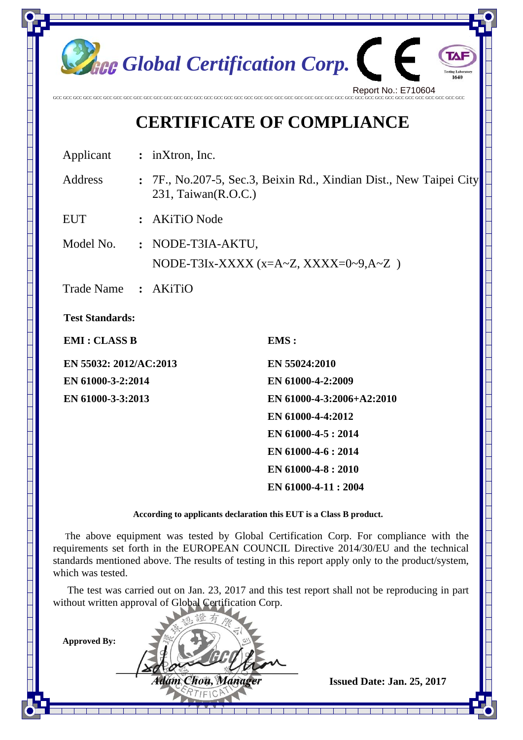Global Certification Corp.

Report No.: E710604

# CERTIFICATE OF COMPLIANCE

Applicant : inXtron, Inc.

Address : 7F., No.207-5, Sec.3, Beixin Rd., Xindian Dist., New Taipei City 231, Taiwan(R.O.C.)

EUT : AKiTiO Node

Model No. : NODE-T3IA-AKTU,
NODE-T3Ix-XXXX (x=A~Z, XXXX=0~9,A~Z )

Trade Name : AKiTiO

**Test Standards:**

| EMI : CLASS B | EMS : |
|---|---|
| EN 55032: 2012/AC:2013 | EN 55024:2010 |
| EN 61000-3-2:2014 | EN 61000-4-2:2009 |
| EN 61000-3-3:2013 | EN 61000-4-3:2006+A2:2010 |
| | EN 61000-4-4:2012 |
| | EN 61000-4-5 : 2014 |
| | EN 61000-4-6 : 2014 |
| | EN 61000-4-8 : 2010 |
| | EN 61000-4-11 : 2004 |

**According to applicants declaration this EUT is a Class B product.**

The above equipment was tested by Global Certification Corp. For compliance with the requirements set forth in the EUROPEAN COUNCIL Directive 2014/30/EU and the technical standards mentioned above. The results of testing in this report apply only to the product/system, which was tested.

The test was carried out on Jan. 23, 2017 and this test report shall not be reproducing in part without written approval of Global Certification Corp.

**Approved By:**

*Adam Chou, Manager*

**Issued Date: Jan. 25, 2017**